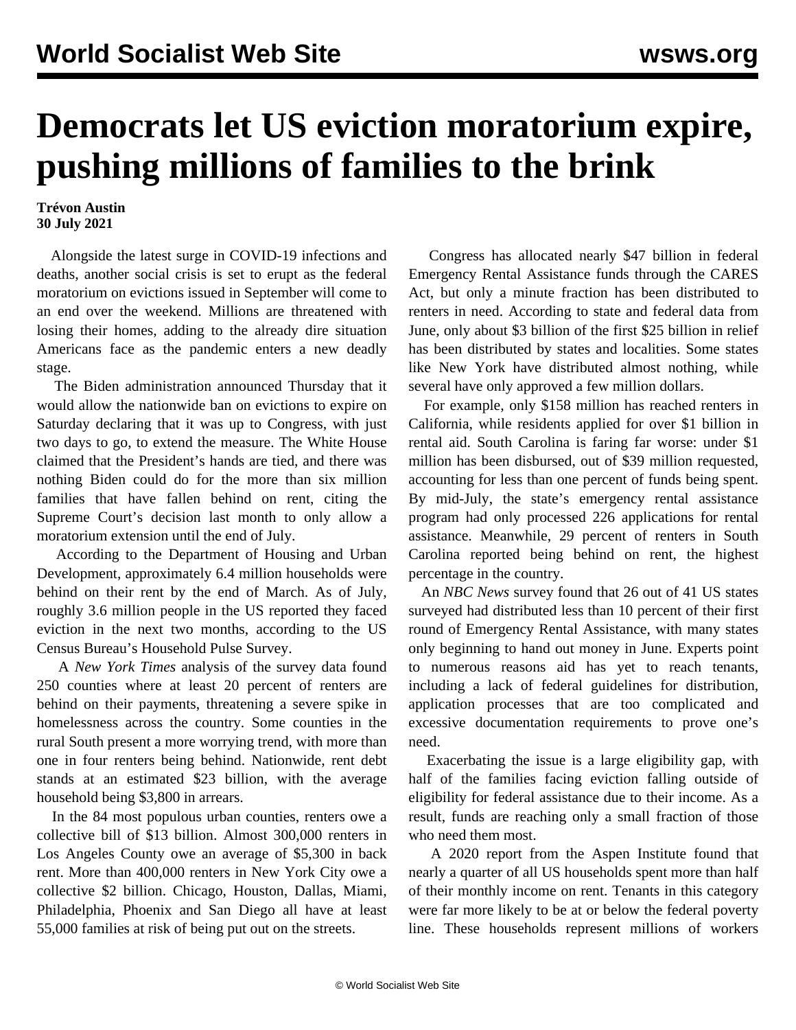# Democrats let US eviction moratorium expire, pushing millions of families to the brink

**Trévon Austin**
**30 July 2021**

Alongside the latest surge in COVID-19 infections and deaths, another social crisis is set to erupt as the federal moratorium on evictions issued in September will come to an end over the weekend. Millions are threatened with losing their homes, adding to the already dire situation Americans face as the pandemic enters a new deadly stage.

The Biden administration announced Thursday that it would allow the nationwide ban on evictions to expire on Saturday declaring that it was up to Congress, with just two days to go, to extend the measure. The White House claimed that the President's hands are tied, and there was nothing Biden could do for the more than six million families that have fallen behind on rent, citing the Supreme Court's decision last month to only allow a moratorium extension until the end of July.

According to the Department of Housing and Urban Development, approximately 6.4 million households were behind on their rent by the end of March. As of July, roughly 3.6 million people in the US reported they faced eviction in the next two months, according to the US Census Bureau's Household Pulse Survey.

A *New York Times* analysis of the survey data found 250 counties where at least 20 percent of renters are behind on their payments, threatening a severe spike in homelessness across the country. Some counties in the rural South present a more worrying trend, with more than one in four renters being behind. Nationwide, rent debt stands at an estimated $23 billion, with the average household being $3,800 in arrears.

In the 84 most populous urban counties, renters owe a collective bill of $13 billion. Almost 300,000 renters in Los Angeles County owe an average of $5,300 in back rent. More than 400,000 renters in New York City owe a collective $2 billion. Chicago, Houston, Dallas, Miami, Philadelphia, Phoenix and San Diego all have at least 55,000 families at risk of being put out on the streets.

Congress has allocated nearly $47 billion in federal Emergency Rental Assistance funds through the CARES Act, but only a minute fraction has been distributed to renters in need. According to state and federal data from June, only about $3 billion of the first $25 billion in relief has been distributed by states and localities. Some states like New York have distributed almost nothing, while several have only approved a few million dollars.

For example, only $158 million has reached renters in California, while residents applied for over $1 billion in rental aid. South Carolina is faring far worse: under $1 million has been disbursed, out of $39 million requested, accounting for less than one percent of funds being spent. By mid-July, the state's emergency rental assistance program had only processed 226 applications for rental assistance. Meanwhile, 29 percent of renters in South Carolina reported being behind on rent, the highest percentage in the country.

An *NBC News* survey found that 26 out of 41 US states surveyed had distributed less than 10 percent of their first round of Emergency Rental Assistance, with many states only beginning to hand out money in June. Experts point to numerous reasons aid has yet to reach tenants, including a lack of federal guidelines for distribution, application processes that are too complicated and excessive documentation requirements to prove one's need.

Exacerbating the issue is a large eligibility gap, with half of the families facing eviction falling outside of eligibility for federal assistance due to their income. As a result, funds are reaching only a small fraction of those who need them most.

A 2020 report from the Aspen Institute found that nearly a quarter of all US households spent more than half of their monthly income on rent. Tenants in this category were far more likely to be at or below the federal poverty line. These households represent millions of workers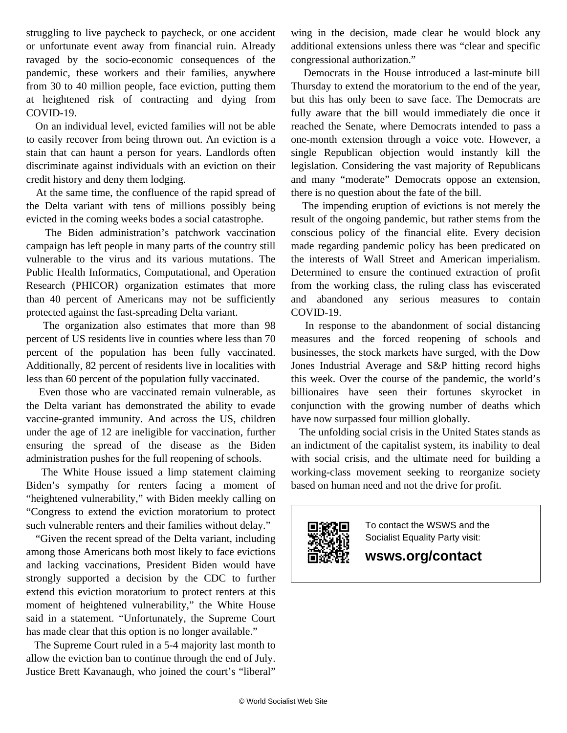struggling to live paycheck to paycheck, or one accident or unfortunate event away from financial ruin. Already ravaged by the socio-economic consequences of the pandemic, these workers and their families, anywhere from 30 to 40 million people, face eviction, putting them at heightened risk of contracting and dying from COVID-19.

On an individual level, evicted families will not be able to easily recover from being thrown out. An eviction is a stain that can haunt a person for years. Landlords often discriminate against individuals with an eviction on their credit history and deny them lodging.

At the same time, the confluence of the rapid spread of the Delta variant with tens of millions possibly being evicted in the coming weeks bodes a social catastrophe.

The Biden administration's patchwork vaccination campaign has left people in many parts of the country still vulnerable to the virus and its various mutations. The Public Health Informatics, Computational, and Operation Research (PHICOR) organization estimates that more than 40 percent of Americans may not be sufficiently protected against the fast-spreading Delta variant.

The organization also estimates that more than 98 percent of US residents live in counties where less than 70 percent of the population has been fully vaccinated. Additionally, 82 percent of residents live in localities with less than 60 percent of the population fully vaccinated.

Even those who are vaccinated remain vulnerable, as the Delta variant has demonstrated the ability to evade vaccine-granted immunity. And across the US, children under the age of 12 are ineligible for vaccination, further ensuring the spread of the disease as the Biden administration pushes for the full reopening of schools.

The White House issued a limp statement claiming Biden's sympathy for renters facing a moment of "heightened vulnerability," with Biden meekly calling on "Congress to extend the eviction moratorium to protect such vulnerable renters and their families without delay."

"Given the recent spread of the Delta variant, including among those Americans both most likely to face evictions and lacking vaccinations, President Biden would have strongly supported a decision by the CDC to further extend this eviction moratorium to protect renters at this moment of heightened vulnerability," the White House said in a statement. "Unfortunately, the Supreme Court has made clear that this option is no longer available."

The Supreme Court ruled in a 5-4 majority last month to allow the eviction ban to continue through the end of July. Justice Brett Kavanaugh, who joined the court's "liberal" wing in the decision, made clear he would block any additional extensions unless there was "clear and specific congressional authorization."

Democrats in the House introduced a last-minute bill Thursday to extend the moratorium to the end of the year, but this has only been to save face. The Democrats are fully aware that the bill would immediately die once it reached the Senate, where Democrats intended to pass a one-month extension through a voice vote. However, a single Republican objection would instantly kill the legislation. Considering the vast majority of Republicans and many "moderate" Democrats oppose an extension, there is no question about the fate of the bill.

The impending eruption of evictions is not merely the result of the ongoing pandemic, but rather stems from the conscious policy of the financial elite. Every decision made regarding pandemic policy has been predicated on the interests of Wall Street and American imperialism. Determined to ensure the continued extraction of profit from the working class, the ruling class has eviscerated and abandoned any serious measures to contain COVID-19.

In response to the abandonment of social distancing measures and the forced reopening of schools and businesses, the stock markets have surged, with the Dow Jones Industrial Average and S&P hitting record highs this week. Over the course of the pandemic, the world's billionaires have seen their fortunes skyrocket in conjunction with the growing number of deaths which have now surpassed four million globally.

The unfolding social crisis in the United States stands as an indictment of the capitalist system, its inability to deal with social crisis, and the ultimate need for building a working-class movement seeking to reorganize society based on human need and not the drive for profit.

To contact the WSWS and the Socialist Equality Party visit:

**wsws.org/contact**